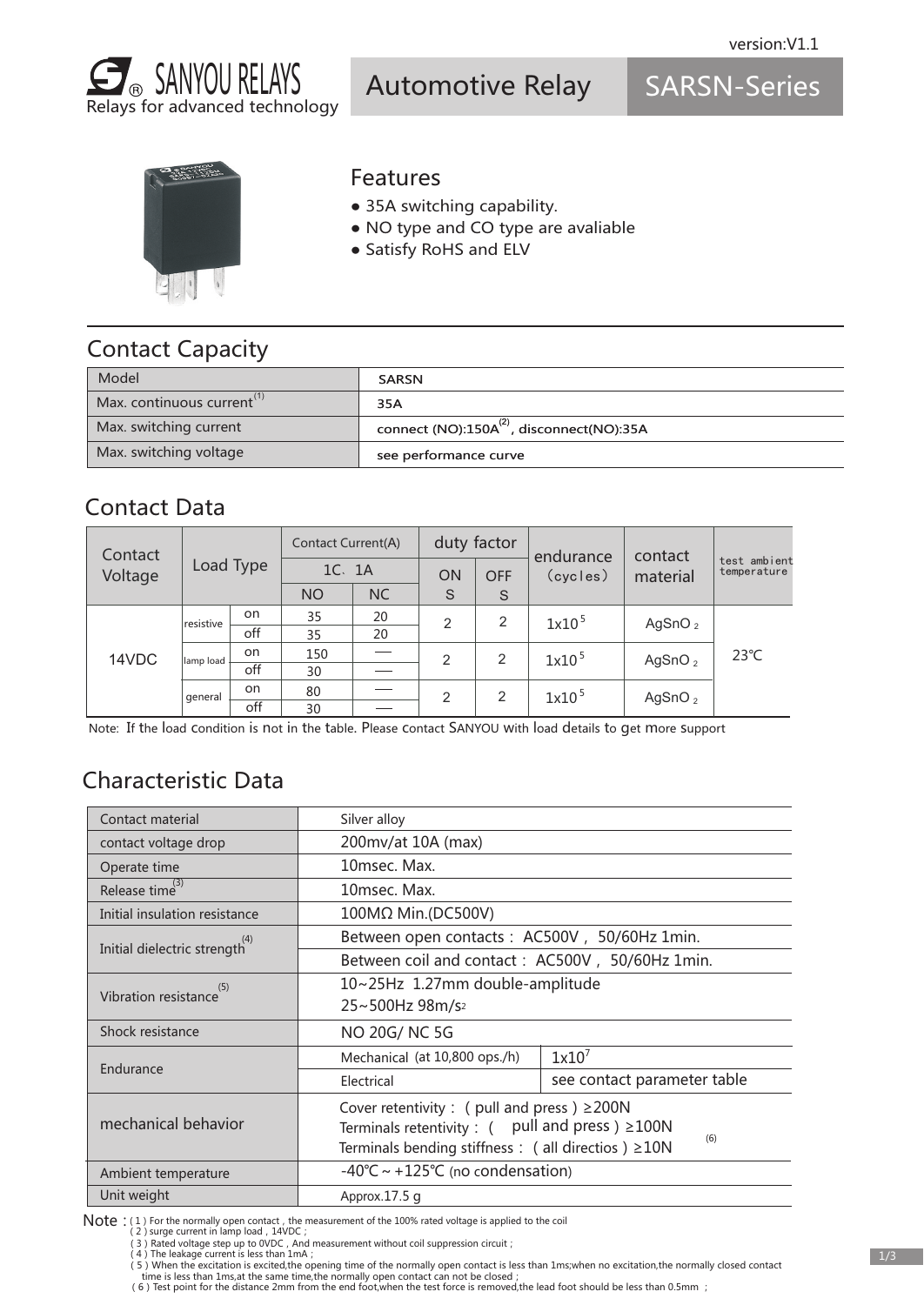version:V1.1

SANYOU RELAYS
Relays for advanced technology

# Automotive Relay SARSN-Series

## Features

- 35A switching capability.
- NO type and CO type are avaliable
- Satisfy RoHS and ELV

## Contact Capacity

| Model | SARSN |
|---|---|
| Max. continuous current[1] | 35A |
| Max. switching current | connect (NO):150A[2], disconnect(NO):35A |
| Max. switching voltage | see performance curve |

## Contact Data

| Contact Voltage | Load Type | | Contact Current(A) | | duty factor | | endurance (cycles) | contact material | test ambient temperature |
|---|---|---|---|---|---|---|---|---|---|
| | | | 1C、1A | | ON S | OFF S | | | |
| | | | NO | NC | | | | | |
| 14VDC | resistive | on | 35 | 20 | 2 | 2 | $1x10^5$ | $AgSnO_2$ | 23℃ |
| | | off | 35 | 20 | | | | | |
| | lamp load | on | 150 | — | 2 | 2 | $1x10^5$ | $AgSnO_2$ | |
| | | off | 30 | — | | | | | |
| | general | on | 80 | — | 2 | 2 | $1x10^5$ | $AgSnO_2$ | |
| | | off | 30 | — | | | | | |

Note: If the load condition is not in the table. Please contact SANYOU with load details to get more support

## Characteristic Data

| Contact material | Silver alloy | |
|---|---|---|
| contact voltage drop | 200mv/at 10A (max) | |
| Operate time | 10msec. Max. | |
| Release time[3] | 10msec. Max. | |
| Initial insulation resistance | 100MΩ Min.(DC500V) | |
| Initial dielectric strength[4] | Between open contacts：AC500V， 50/60Hz 1min. | |
| | Between coil and contact：AC500V， 50/60Hz 1min. | |
| Vibration resistance[5] | 10~25Hz 1.27mm double-amplitude<br>25~500Hz $98m/s^2$ | |
| Shock resistance | NO 20G/ NC 5G | |
| Endurance | Mechanical (at 10,800 ops./h) | $1x10^7$ |
| | Electrical | see contact parameter table |
| mechanical behavior | Cover retentivity：( pull and press ) ≥200N<br>Terminals retentivity：( pull and press ) ≥100N<br>Terminals bending stiffness：( all directios ) ≥10N [6] | |
| Ambient temperature | -40℃ ~ +125℃ (no condensation) | |
| Unit weight | Approx.17.5 g | |

Note：( 1 ) For the normally open contact，the measurement of the 100% rated voltage is applied to the coil
( 2 ) surge current in lamp load，14VDC ;
( 3 ) Rated voltage step up to 0VDC，And measurement without coil suppression circuit ;
( 4 ) The leakage current is less than 1mA ;
( 5 ) When the excitation is excited,the opening time of the normally open contact is less than 1ms;when no excitation,the normally closed contact time is less than 1ms,at the same time,the normally open contact can not be closed ;
( 6 ) Test point for the distance 2mm from the end foot,when the test force is removed,the lead foot should be less than 0.5mm ;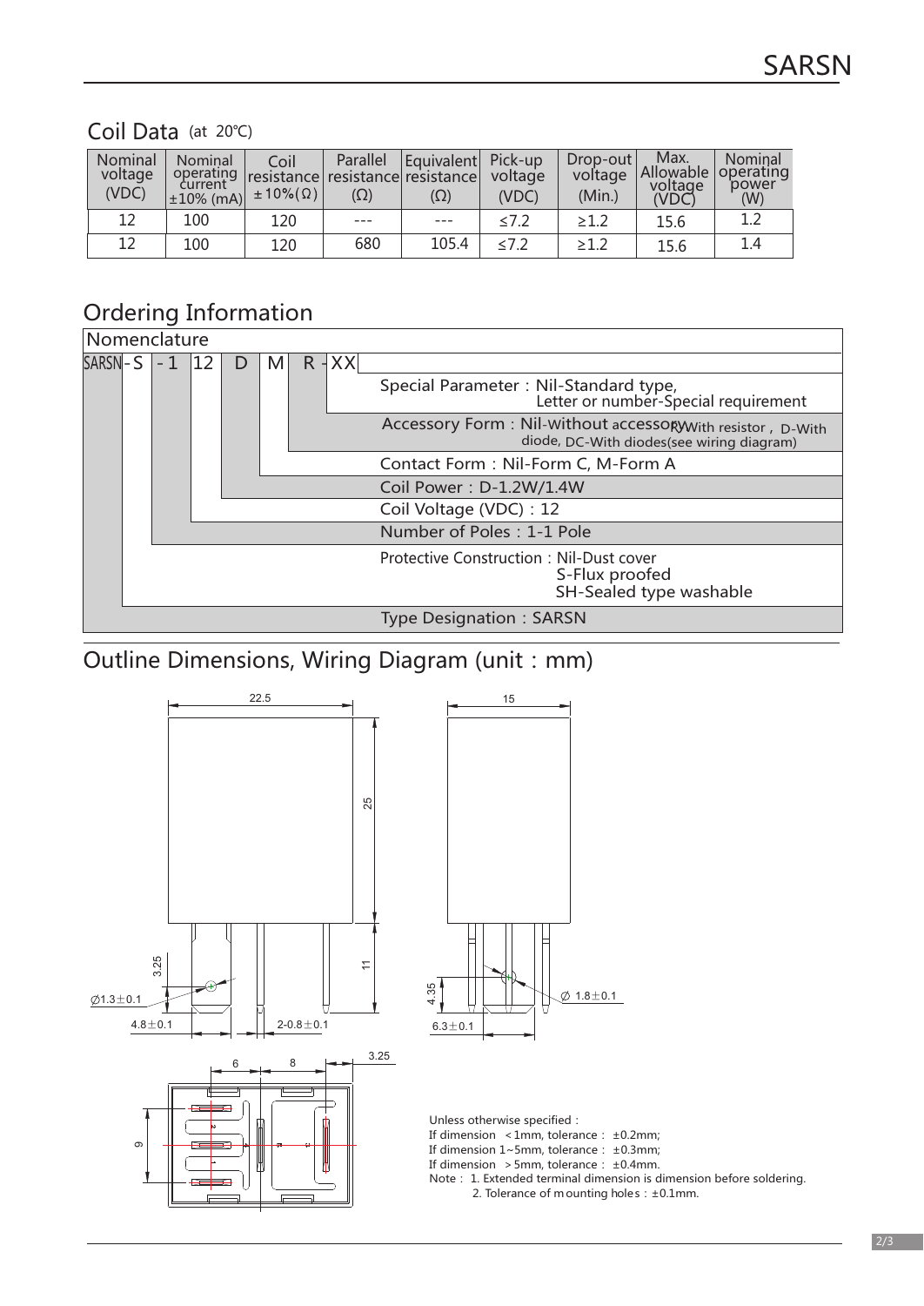## Coil Data (at 20℃)

| Nominal voltage (VDC) | Nominal operating current ±10% (mA) | Coil resistance ±10%(Ω) | Parallel resistance (Ω) | Equivalent resistance (Ω) | Pick-up voltage (VDC) | Drop-out voltage (Min.) | Max. Allowable voltage (VDC) | Nominal operating power (W) |
|---|---|---|---|---|---|---|---|---|
| 12 | 100 | 120 | --- | --- | ≤7.2 | ≥1.2 | 15.6 | 1.2 |
| 12 | 100 | 120 | 680 | 105.4 | ≤7.2 | ≥1.2 | 15.6 | 1.4 |

## Ordering Information

Nomenclature

SARSN - S - 1 12 D M R - XX

- Special Parameter：Nil-Standard type, Letter or number-Special requirement
- Accessory Form：Nil-without accessory, R-With resistor，D-With diode, DC-With diodes(see wiring diagram)
- Contact Form：Nil-Form C, M-Form A
- Coil Power：D-1.2W/1.4W
- Coil Voltage (VDC)：12
- Number of Poles：1-1 Pole
- Protective Construction：Nil-Dust cover, S-Flux proofed, SH-Sealed type washable
- Type Designation：SARSN

## Outline Dimensions, Wiring Diagram (unit：mm)

Unless otherwise specified：
If dimension <1mm, tolerance：±0.2mm;
If dimension 1~5mm, tolerance：±0.3mm;
If dimension >5mm, tolerance：±0.4mm.
Note：1. Extended terminal dimension is dimension before soldering.
2. Tolerance of mounting holes：±0.1mm.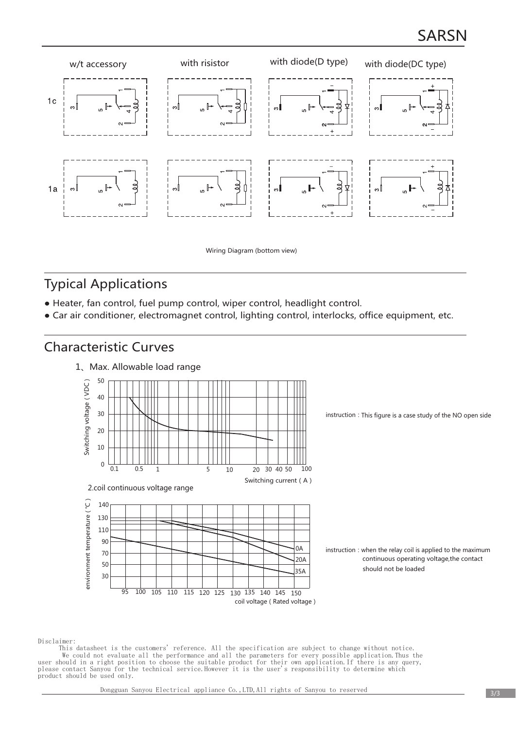w/t accessory

with risistor

with diode(D type)

with diode(DC type)

1c

1a

Wiring Diagram (bottom view)

## Typical Applications

- Heater, fan control, fuel pump control, wiper control, headlight control.
- Car air conditioner, electromagnet control, lighting control, interlocks, office equipment, etc.

## Characteristic Curves

1、Max. Allowable load range

Switching voltage ( VDC )

50
40
30
20
10
0

0.1 0.5 1 5 10 20 30 40 50 100

Switching current ( A )

instruction : This figure is a case study of the NO open side

2.coil continuous voltage range

environment temperature ( ℃ )

140
130
110
90
70
50
30

95 100 105 110 115 120 125 130 135 140 145 150

coil voltage ( Rated voltage )

0A
20A
35A

instruction : when the relay coil is applied to the maximum continuous operating voltage,the contact should not be loaded

Disclaimer:
This datasheet is the customers' reference. All the specification are subject to change without notice.
We could not evaluate all the performance and all the parameters for every possible application.Thus the user should in a right position to choose the suitable product for their own application.If there is any query, please contact Sanyou for the technical service.However it is the user's responsibility to determine which product should be used only.

Dongguan Sanyou Electrical appliance Co.,LTD,All rights of Sanyou to reserved